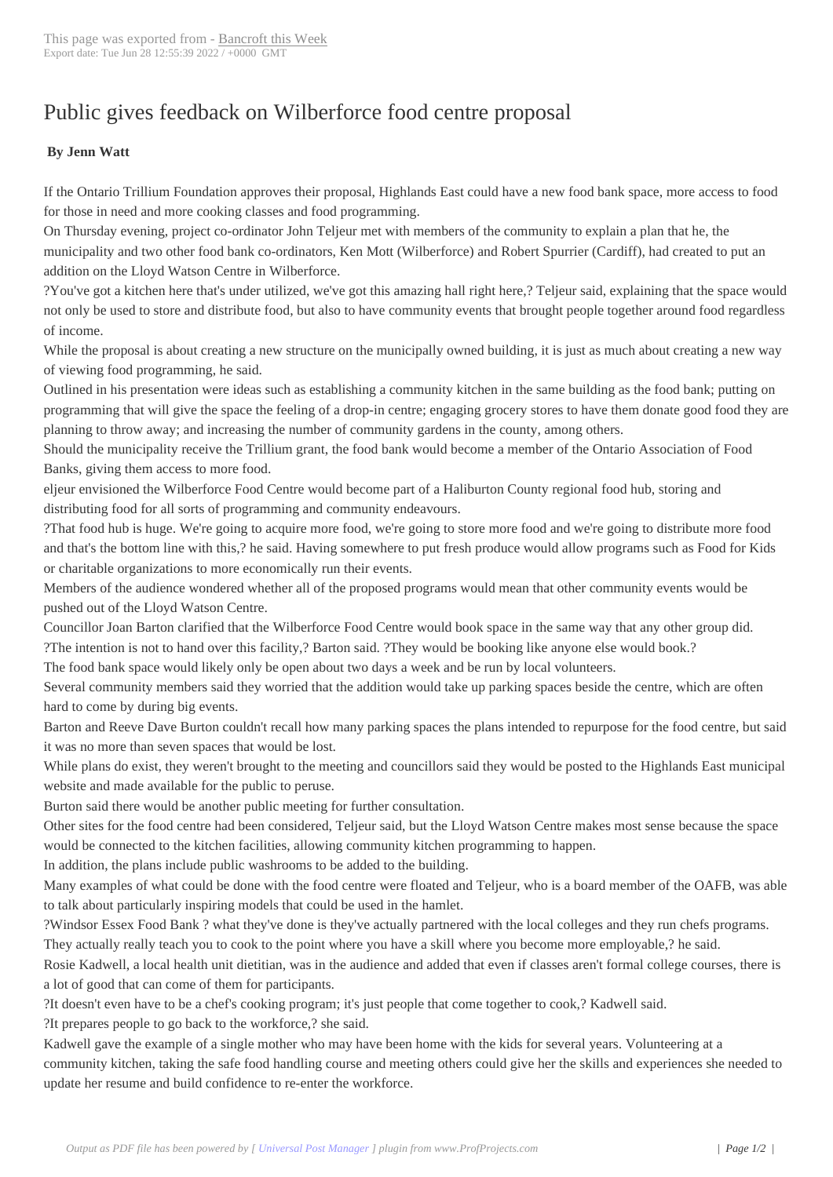# Public gives feedback on Wilberforce food centre proposal

**By Jenn Watt**

If the Ontario Trillium Foundation approves their proposal, Highlands East could have a new food bank space, more access to food for those in need and more cooking classes and food programming.

On Thursday evening, project co-ordinator John Teljeur met with members of the community to explain a plan that he, the municipality and two other food bank co-ordinators, Ken Mott (Wilberforce) and Robert Spurrier (Cardiff), had created to put an addition on the Lloyd Watson Centre in Wilberforce.

?You've got a kitchen here that's under utilized, we've got this amazing hall right here,? Teljeur said, explaining that the space would not only be used to store and distribute food, but also to have community events that brought people together around food regardless of income.

While the proposal is about creating a new structure on the municipally owned building, it is just as much about creating a new way of viewing food programming, he said.

Outlined in his presentation were ideas such as establishing a community kitchen in the same building as the food bank; putting on programming that will give the space the feeling of a drop-in centre; engaging grocery stores to have them donate good food they are planning to throw away; and increasing the number of community gardens in the county, among others.

Should the municipality receive the Trillium grant, the food bank would become a member of the Ontario Association of Food Banks, giving them access to more food.

eljeur envisioned the Wilberforce Food Centre would become part of a Haliburton County regional food hub, storing and distributing food for all sorts of programming and community endeavours.

?That food hub is huge. We're going to acquire more food, we're going to store more food and we're going to distribute more food and that's the bottom line with this,? he said. Having somewhere to put fresh produce would allow programs such as Food for Kids or charitable organizations to more economically run their events.

Members of the audience wondered whether all of the proposed programs would mean that other community events would be pushed out of the Lloyd Watson Centre.

Councillor Joan Barton clarified that the Wilberforce Food Centre would book space in the same way that any other group did.

?The intention is not to hand over this facility,? Barton said. ?They would be booking like anyone else would book.?

The food bank space would likely only be open about two days a week and be run by local volunteers.

Several community members said they worried that the addition would take up parking spaces beside the centre, which are often hard to come by during big events.

Barton and Reeve Dave Burton couldn't recall how many parking spaces the plans intended to repurpose for the food centre, but said it was no more than seven spaces that would be lost.

While plans do exist, they weren't brought to the meeting and councillors said they would be posted to the Highlands East municipal website and made available for the public to peruse.

Burton said there would be another public meeting for further consultation.

Other sites for the food centre had been considered, Teljeur said, but the Lloyd Watson Centre makes most sense because the space would be connected to the kitchen facilities, allowing community kitchen programming to happen.

In addition, the plans include public washrooms to be added to the building.

Many examples of what could be done with the food centre were floated and Teljeur, who is a board member of the OAFB, was able to talk about particularly inspiring models that could be used in the hamlet.

?Windsor Essex Food Bank ? what they've done is they've actually partnered with the local colleges and they run chefs programs. They actually really teach you to cook to the point where you have a skill where you become more employable,? he said.

Rosie Kadwell, a local health unit dietitian, was in the audience and added that even if classes aren't formal college courses, there is a lot of good that can come of them for participants.

?It doesn't even have to be a chef's cooking program; it's just people that come together to cook,? Kadwell said.

?It prepares people to go back to the workforce,? she said.

Kadwell gave the example of a single mother who may have been home with the kids for several years. Volunteering at a community kitchen, taking the safe food handling course and meeting others could give her the skills and experiences she needed to update her resume and build confidence to re-enter the workforce.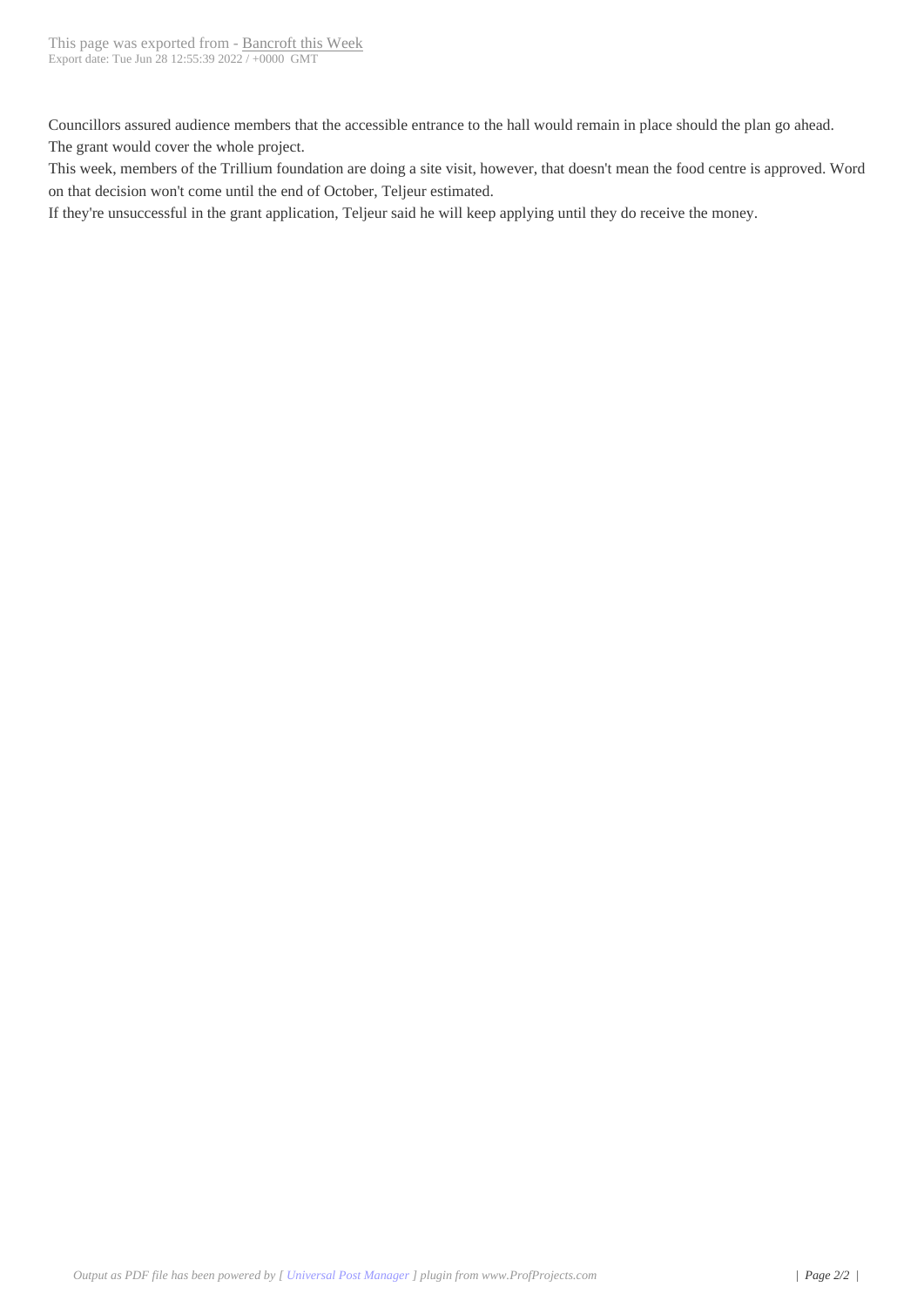Councillors assured audience members that the accessible entrance to the hall would remain in place should the plan go ahead.

The grant would cover the whole project.

This week, members of the Trillium foundation are doing a site visit, however, that doesn't mean the food centre is approved. Word on that decision won't come until the end of October, Teljeur estimated.

If they're unsuccessful in the grant application, Teljeur said he will keep applying until they do receive the money.